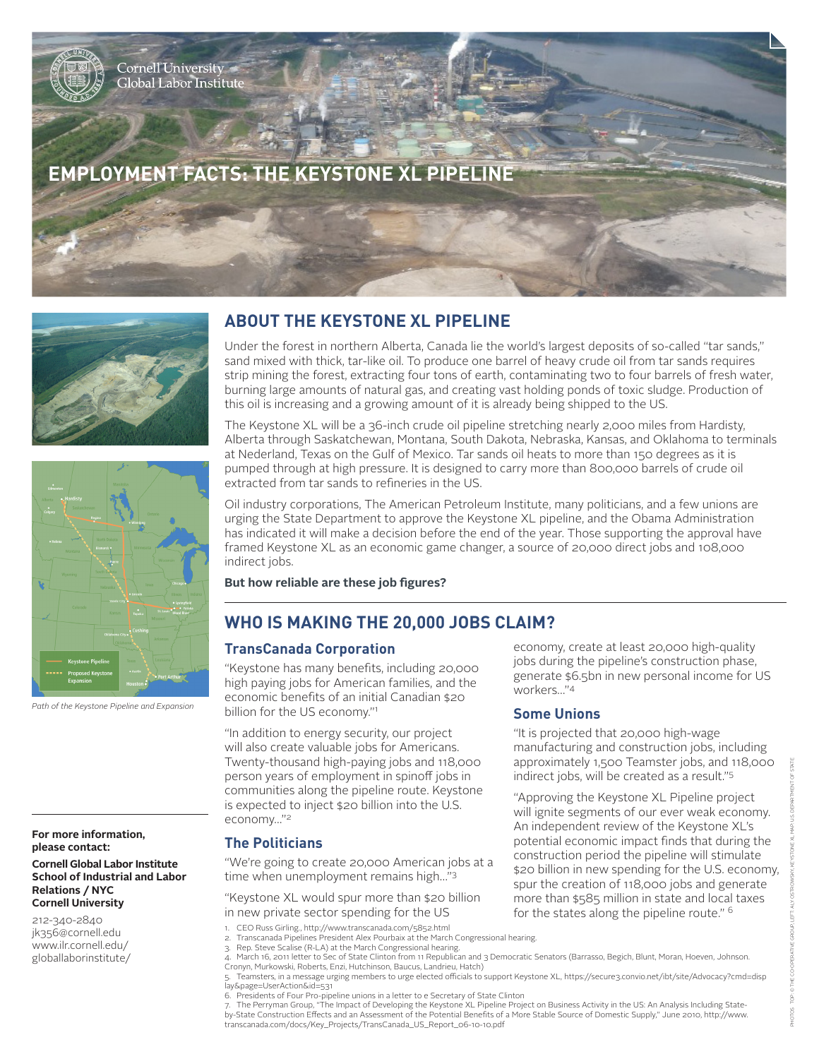Cornell University
Global Labor Institute

# EMPLOYMENT FACTS: THE KEYSTONE XL PIPELINE

*Path of the Keystone Pipeline and Expansion*

## ABOUT THE KEYSTONE XL PIPELINE

Under the forest in northern Alberta, Canada lie the world's largest deposits of so-called "tar sands," sand mixed with thick, tar-like oil. To produce one barrel of heavy crude oil from tar sands requires strip mining the forest, extracting four tons of earth, contaminating two to four barrels of fresh water, burning large amounts of natural gas, and creating vast holding ponds of toxic sludge. Production of this oil is increasing and a growing amount of it is already being shipped to the US.

The Keystone XL will be a 36-inch crude oil pipeline stretching nearly 2,000 miles from Hardisty, Alberta through Saskatchewan, Montana, South Dakota, Nebraska, Kansas, and Oklahoma to terminals at Nederland, Texas on the Gulf of Mexico. Tar sands oil heats to more than 150 degrees as it is pumped through at high pressure. It is designed to carry more than 800,000 barrels of crude oil extracted from tar sands to refineries in the US.

Oil industry corporations, The American Petroleum Institute, many politicians, and a few unions are urging the State Department to approve the Keystone XL pipeline, and the Obama Administration has indicated it will make a decision before the end of the year. Those supporting the approval have framed Keystone XL as an economic game changer, a source of 20,000 direct jobs and 108,000 indirect jobs.

**But how reliable are these job figures?**

## WHO IS MAKING THE 20,000 JOBS CLAIM?

### TransCanada Corporation

"Keystone has many benefits, including 20,000 high paying jobs for American families, and the economic benefits of an initial Canadian $20 billion for the US economy."[1]

"In addition to energy security, our project will also create valuable jobs for Americans. Twenty-thousand high-paying jobs and 118,000 person years of employment in spinoff jobs in communities along the pipeline route. Keystone is expected to inject $20 billion into the U.S. economy..."[2]

### The Politicians

"We're going to create 20,000 American jobs at a time when unemployment remains high..."[3]

"Keystone XL would spur more than $20 billion in new private sector spending for the US economy, create at least 20,000 high-quality jobs during the pipeline's construction phase, generate $6.5bn in new personal income for US workers..."[4]

### Some Unions

"It is projected that 20,000 high-wage manufacturing and construction jobs, including approximately 1,500 Teamster jobs, and 118,000 indirect jobs, will be created as a result."[5]

"Approving the Keystone XL Pipeline project will ignite segments of our ever weak economy. An independent review of the Keystone XL's potential economic impact finds that during the construction period the pipeline will stimulate $20 billion in new spending for the U.S. economy, spur the creation of 118,000 jobs and generate more than $585 million in state and local taxes for the states along the pipeline route." [6]

**For more information, please contact:**

**Cornell Global Labor Institute**
**School of Industrial and Labor Relations / NYC**
**Cornell University**

212-340-2840
jk356@cornell.edu
www.ilr.cornell.edu/globallaborinstitute/

1. CEO Russ Girling., http://www.transcanada.com/5852.html
2. Transcanada Pipelines President Alex Pourbaix at the March Congressional hearing.
3. Rep. Steve Scalise (R-LA) at the March Congressional hearing.
4. March 16, 2011 letter to Sec of State Clinton from 11 Republican and 3 Democratic Senators (Barrasso, Begich, Blunt, Moran, Hoeven, Johnson. Cronyn, Murkowski, Roberts, Enzi, Hutchinson, Baucus, Landrieu, Hatch)
5. Teamsters, in a message urging members to urge elected officials to support Keystone XL, https://secure3.convio.net/ibt/site/Advocacy?cmd=display&page=UserAction&id=531
6. Presidents of Four Pro-pipeline unions in a letter to e Secretary of State Clinton
7. The Perryman Group, "The Impact of Developing the Keystone XL Pipeline Project on Business Activity in the US: An Analysis Including State-by-State Construction Effects and an Assessment of the Potential Benefits of a More Stable Source of Domestic Supply," June 2010, http://www.transcanada.com/docs/Key_Projects/TransCanada_US_Report_06-10-10.pdf

PHOTOS: TOP © THE CO-OPERATIVE GROUP, LEFT: ALY OSTROWSKI, KEYSTONE XL MAP: U.S. DEPARTMENT OF STATE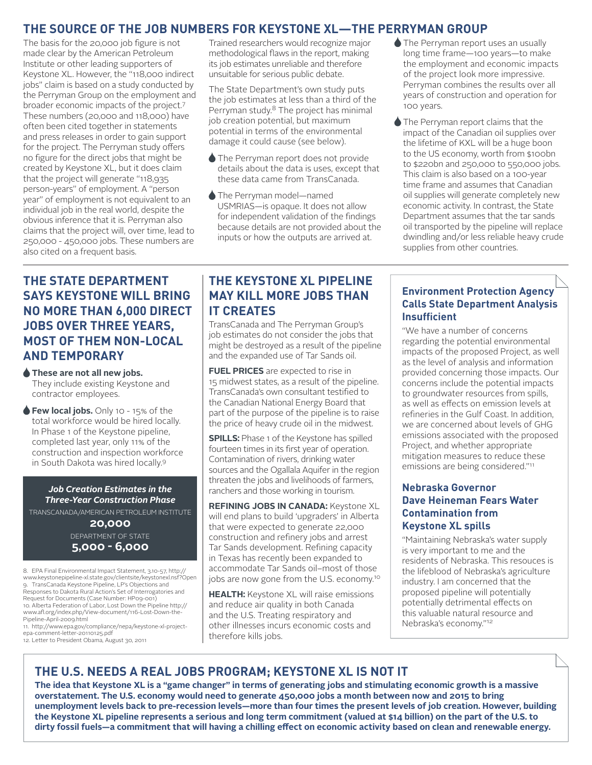## THE SOURCE OF THE JOB NUMBERS FOR KEYSTONE XL—THE PERRYMAN GROUP

The basis for the 20,000 job figure is not made clear by the American Petroleum Institute or other leading supporters of Keystone XL. However, the "118,000 indirect jobs" claim is based on a study conducted by the Perryman Group on the employment and broader economic impacts of the project.[7] These numbers (20,000 and 118,000) have often been cited together in statements and press releases in order to gain support for the project. The Perryman study offers no figure for the direct jobs that might be created by Keystone XL, but it does claim that the project will generate "118,935 person-years" of employment. A "person year" of employment is not equivalent to an individual job in the real world, despite the obvious inference that it is. Perryman also claims that the project will, over time, lead to 250,000 - 450,000 jobs. These numbers are also cited on a frequent basis.

Trained researchers would recognize major methodological flaws in the report, making its job estimates unreliable and therefore unsuitable for serious public debate.

The State Department's own study puts the job estimates at less than a third of the Perryman study.[8] The project has minimal job creation potential, but maximum potential in terms of the environmental damage it could cause (see below).

- The Perryman report does not provide details about the data is uses, except that these data came from TransCanada.
- The Perryman model—named USMRIAS—is opaque. It does not allow for independent validation of the findings because details are not provided about the inputs or how the outputs are arrived at.
- The Perryman report uses an usually long time frame—100 years—to make the employment and economic impacts of the project look more impressive. Perryman combines the results over all years of construction and operation for 100 years.
- The Perryman report claims that the impact of the Canadian oil supplies over the lifetime of KXL will be a huge boon to the US economy, worth from $100bn to $220bn and 250,000 to 550,000 jobs. This claim is also based on a 100-year time frame and assumes that Canadian oil supplies will generate completely new economic activity. In contrast, the State Department assumes that the tar sands oil transported by the pipeline will replace dwindling and/or less reliable heavy crude supplies from other countries.

## THE STATE DEPARTMENT SAYS KEYSTONE WILL BRING NO MORE THAN 6,000 DIRECT JOBS OVER THREE YEARS, MOST OF THEM NON-LOCAL AND TEMPORARY

- **These are not all new jobs.** They include existing Keystone and contractor employees.
- **Few local jobs.** Only 10 - 15% of the total workforce would be hired locally. In Phase 1 of the Keystone pipeline, completed last year, only 11% of the construction and inspection workforce in South Dakota was hired locally.[9]

***Job Creation Estimates in the Three-Year Construction Phase***

TRANSCANADA/AMERICAN PETROLEUM INSTITUTE
**20,000**
DEPARTMENT OF STATE
**5,000 - 6,000**

8. EPA Final Environmental Impact Statement, 3.10-57, http://www.keystonepipeline-xl.state.gov/clientsite/keystonexl.nsf?Open
9. TransCanada Keystone Pipeline, LP's Objections and Responses to Dakota Rural Action's Set of Interrogatories and Request for Documents (Case Number: HP09-001)
10. Alberta Federation of Labor, Lost Down the Pipeline http://www.afl.org/index.php/View-document/116-Lost-Down-the-Pipeline-April-2009.html
11. http://www.epa.gov/compliance/nepa/keystone-xl-project-epa-comment-letter-20110125.pdf
12. Letter to President Obama, August 30, 2011

## THE KEYSTONE XL PIPELINE MAY KILL MORE JOBS THAN IT CREATES

TransCanada and The Perryman Group's job estimates do not consider the jobs that might be destroyed as a result of the pipeline and the expanded use of Tar Sands oil.

**FUEL PRICES** are expected to rise in 15 midwest states, as a result of the pipeline. TransCanada's own consultant testified to the Canadian National Energy Board that part of the purpose of the pipeline is to raise the price of heavy crude oil in the midwest.

**SPILLS:** Phase 1 of the Keystone has spilled fourteen times in its first year of operation. Contamination of rivers, drinking water sources and the Ogallala Aquifer in the region threaten the jobs and livelihoods of farmers, ranchers and those working in tourism.

**REFINING JOBS IN CANADA:** Keystone XL will end plans to build 'upgraders' in Alberta that were expected to generate 22,000 construction and refinery jobs and arrest Tar Sands development. Refining capacity in Texas has recently been expanded to accommodate Tar Sands oil–most of those jobs are now gone from the U.S. economy.[10]

**HEALTH:** Keystone XL will raise emissions and reduce air quality in both Canada and the U.S. Treating respiratory and other illnesses incurs economic costs and therefore kills jobs.

### Environment Protection Agency Calls State Department Analysis Insufficient

"We have a number of concerns regarding the potential environmental impacts of the proposed Project, as well as the level of analysis and information provided concerning those impacts. Our concerns include the potential impacts to groundwater resources from spills, as well as effects on emission levels at refineries in the Gulf Coast. In addition, we are concerned about levels of GHG emissions associated with the proposed Project, and whether appropriate mitigation measures to reduce these emissions are being considered."[11]

### Nebraska Governor Dave Heineman Fears Water Contamination from Keystone XL spills

"Maintaining Nebraska's water supply is very important to me and the residents of Nebraska. This resouces is the lifeblood of Nebraska's agriculture industry. I am concerned that the proposed pipeline will potentially potentially detrimental effects on this valuable natural resource and Nebraska's economy."[12]

## THE U.S. NEEDS A REAL JOBS PROGRAM; KEYSTONE XL IS NOT IT

**The idea that Keystone XL is a "game changer" in terms of generating jobs and stimulating economic growth is a massive overstatement. The U.S. economy would need to generate 450,000 jobs a month between now and 2015 to bring unemployment levels back to pre-recession levels—more than four times the present levels of job creation. However, building the Keystone XL pipeline represents a serious and long term commitment (valued at $14 billion) on the part of the U.S. to dirty fossil fuels—a commitment that will having a chilling effect on economic activity based on clean and renewable energy.**